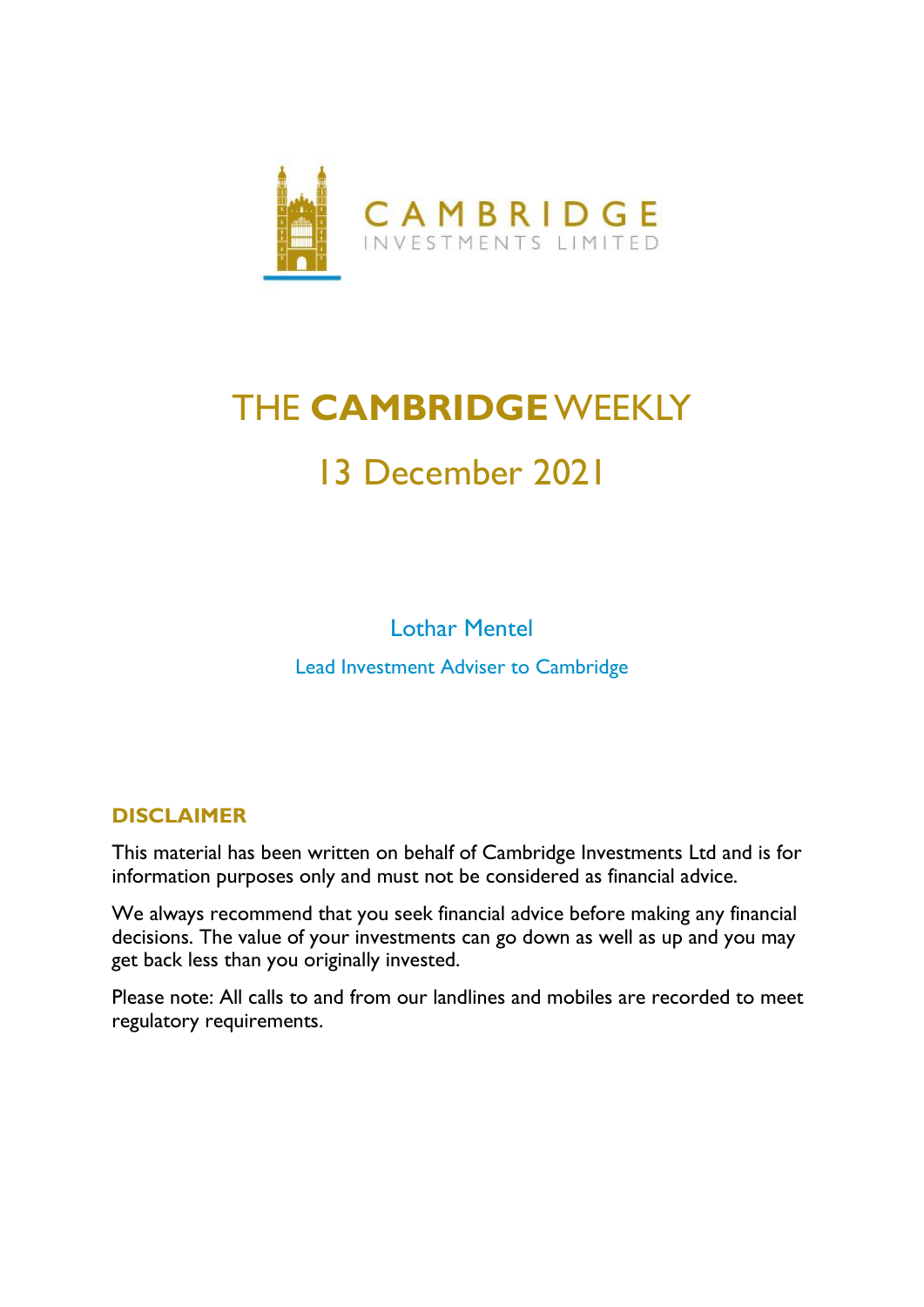CAMBRIDGE
INVESTMENTS LIMITED

# THE **CAMBRIDGE** WEEKLY

## 13 December 2021

Lothar Mentel

Lead Investment Adviser to Cambridge

### DISCLAIMER

This material has been written on behalf of Cambridge Investments Ltd and is for information purposes only and must not be considered as financial advice.

We always recommend that you seek financial advice before making any financial decisions. The value of your investments can go down as well as up and you may get back less than you originally invested.

Please note: All calls to and from our landlines and mobiles are recorded to meet regulatory requirements.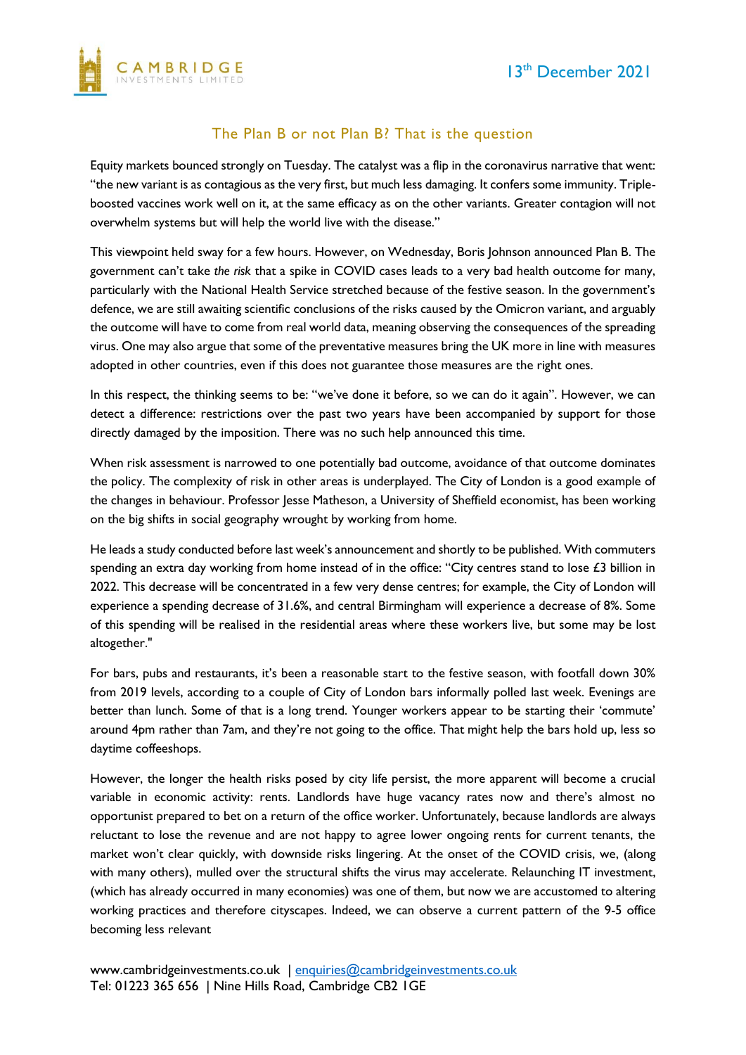13th December 2021

## The Plan B or not Plan B? That is the question

Equity markets bounced strongly on Tuesday. The catalyst was a flip in the coronavirus narrative that went: "the new variant is as contagious as the very first, but much less damaging. It confers some immunity. Triple-boosted vaccines work well on it, at the same efficacy as on the other variants. Greater contagion will not overwhelm systems but will help the world live with the disease."

This viewpoint held sway for a few hours. However, on Wednesday, Boris Johnson announced Plan B. The government can't take *the risk* that a spike in COVID cases leads to a very bad health outcome for many, particularly with the National Health Service stretched because of the festive season. In the government's defence, we are still awaiting scientific conclusions of the risks caused by the Omicron variant, and arguably the outcome will have to come from real world data, meaning observing the consequences of the spreading virus. One may also argue that some of the preventative measures bring the UK more in line with measures adopted in other countries, even if this does not guarantee those measures are the right ones.

In this respect, the thinking seems to be: "we've done it before, so we can do it again". However, we can detect a difference: restrictions over the past two years have been accompanied by support for those directly damaged by the imposition. There was no such help announced this time.

When risk assessment is narrowed to one potentially bad outcome, avoidance of that outcome dominates the policy. The complexity of risk in other areas is underplayed. The City of London is a good example of the changes in behaviour. Professor Jesse Matheson, a University of Sheffield economist, has been working on the big shifts in social geography wrought by working from home.

He leads a study conducted before last week's announcement and shortly to be published. With commuters spending an extra day working from home instead of in the office: "City centres stand to lose £3 billion in 2022. This decrease will be concentrated in a few very dense centres; for example, the City of London will experience a spending decrease of 31.6%, and central Birmingham will experience a decrease of 8%. Some of this spending will be realised in the residential areas where these workers live, but some may be lost altogether."

For bars, pubs and restaurants, it's been a reasonable start to the festive season, with footfall down 30% from 2019 levels, according to a couple of City of London bars informally polled last week. Evenings are better than lunch. Some of that is a long trend. Younger workers appear to be starting their 'commute' around 4pm rather than 7am, and they're not going to the office. That might help the bars hold up, less so daytime coffeeshops.

However, the longer the health risks posed by city life persist, the more apparent will become a crucial variable in economic activity: rents. Landlords have huge vacancy rates now and there's almost no opportunist prepared to bet on a return of the office worker. Unfortunately, because landlords are always reluctant to lose the revenue and are not happy to agree lower ongoing rents for current tenants, the market won't clear quickly, with downside risks lingering. At the onset of the COVID crisis, we, (along with many others), mulled over the structural shifts the virus may accelerate. Relaunching IT investment, (which has already occurred in many economies) was one of them, but now we are accustomed to altering working practices and therefore cityscapes. Indeed, we can observe a current pattern of the 9-5 office becoming less relevant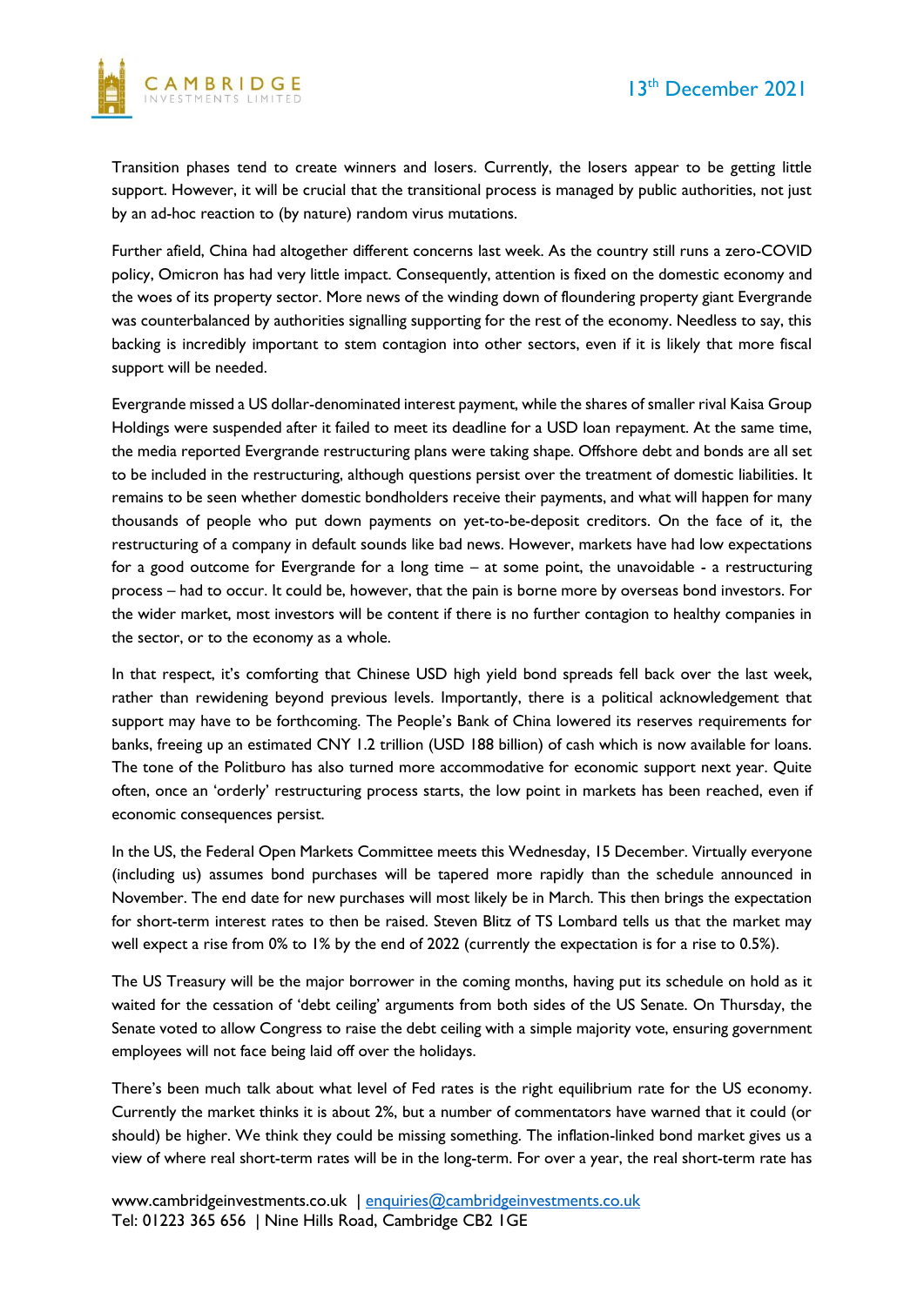Transition phases tend to create winners and losers. Currently, the losers appear to be getting little support. However, it will be crucial that the transitional process is managed by public authorities, not just by an ad-hoc reaction to (by nature) random virus mutations.

Further afield, China had altogether different concerns last week. As the country still runs a zero-COVID policy, Omicron has had very little impact. Consequently, attention is fixed on the domestic economy and the woes of its property sector. More news of the winding down of floundering property giant Evergrande was counterbalanced by authorities signalling supporting for the rest of the economy. Needless to say, this backing is incredibly important to stem contagion into other sectors, even if it is likely that more fiscal support will be needed.

Evergrande missed a US dollar-denominated interest payment, while the shares of smaller rival Kaisa Group Holdings were suspended after it failed to meet its deadline for a USD loan repayment. At the same time, the media reported Evergrande restructuring plans were taking shape. Offshore debt and bonds are all set to be included in the restructuring, although questions persist over the treatment of domestic liabilities. It remains to be seen whether domestic bondholders receive their payments, and what will happen for many thousands of people who put down payments on yet-to-be-deposit creditors. On the face of it, the restructuring of a company in default sounds like bad news. However, markets have had low expectations for a good outcome for Evergrande for a long time – at some point, the unavoidable - a restructuring process – had to occur. It could be, however, that the pain is borne more by overseas bond investors. For the wider market, most investors will be content if there is no further contagion to healthy companies in the sector, or to the economy as a whole.

In that respect, it's comforting that Chinese USD high yield bond spreads fell back over the last week, rather than rewidening beyond previous levels. Importantly, there is a political acknowledgement that support may have to be forthcoming. The People's Bank of China lowered its reserves requirements for banks, freeing up an estimated CNY 1.2 trillion (USD 188 billion) of cash which is now available for loans. The tone of the Politburo has also turned more accommodative for economic support next year. Quite often, once an 'orderly' restructuring process starts, the low point in markets has been reached, even if economic consequences persist.

In the US, the Federal Open Markets Committee meets this Wednesday, 15 December. Virtually everyone (including us) assumes bond purchases will be tapered more rapidly than the schedule announced in November. The end date for new purchases will most likely be in March. This then brings the expectation for short-term interest rates to then be raised. Steven Blitz of TS Lombard tells us that the market may well expect a rise from 0% to 1% by the end of 2022 (currently the expectation is for a rise to 0.5%).

The US Treasury will be the major borrower in the coming months, having put its schedule on hold as it waited for the cessation of 'debt ceiling' arguments from both sides of the US Senate. On Thursday, the Senate voted to allow Congress to raise the debt ceiling with a simple majority vote, ensuring government employees will not face being laid off over the holidays.

There's been much talk about what level of Fed rates is the right equilibrium rate for the US economy. Currently the market thinks it is about 2%, but a number of commentators have warned that it could (or should) be higher. We think they could be missing something. The inflation-linked bond market gives us a view of where real short-term rates will be in the long-term. For over a year, the real short-term rate has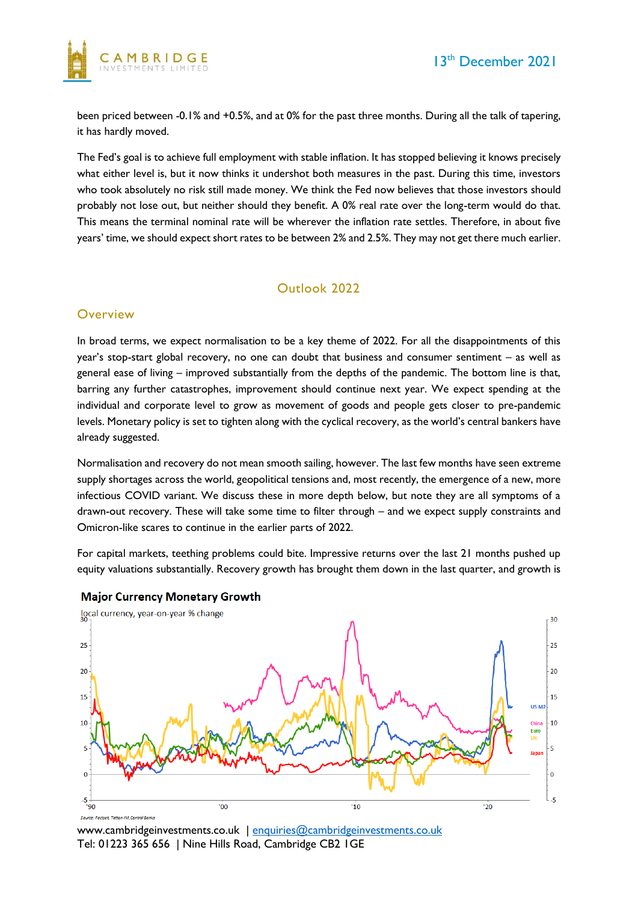been priced between -0.1% and +0.5%, and at 0% for the past three months. During all the talk of tapering, it has hardly moved.

The Fed's goal is to achieve full employment with stable inflation. It has stopped believing it knows precisely what either level is, but it now thinks it undershot both measures in the past. During this time, investors who took absolutely no risk still made money. We think the Fed now believes that those investors should probably not lose out, but neither should they benefit. A 0% real rate over the long-term would do that. This means the terminal nominal rate will be wherever the inflation rate settles. Therefore, in about five years' time, we should expect short rates to be between 2% and 2.5%. They may not get there much earlier.

## Outlook 2022

### Overview

In broad terms, we expect normalisation to be a key theme of 2022. For all the disappointments of this year's stop-start global recovery, no one can doubt that business and consumer sentiment – as well as general ease of living – improved substantially from the depths of the pandemic. The bottom line is that, barring any further catastrophes, improvement should continue next year. We expect spending at the individual and corporate level to grow as movement of goods and people gets closer to pre-pandemic levels. Monetary policy is set to tighten along with the cyclical recovery, as the world's central bankers have already suggested.

Normalisation and recovery do not mean smooth sailing, however. The last few months have seen extreme supply shortages across the world, geopolitical tensions and, most recently, the emergence of a new, more infectious COVID variant. We discuss these in more depth below, but note they are all symptoms of a drawn-out recovery. These will take some time to filter through – and we expect supply constraints and Omicron-like scares to continue in the earlier parts of 2022.

For capital markets, teething problems could bite. Impressive returns over the last 21 months pushed up equity valuations substantially. Recovery growth has brought them down in the last quarter, and growth is

**Major Currency Monetary Growth**

local currency, year-on-year % change

Source: Factset, Tatton IM, Central Banks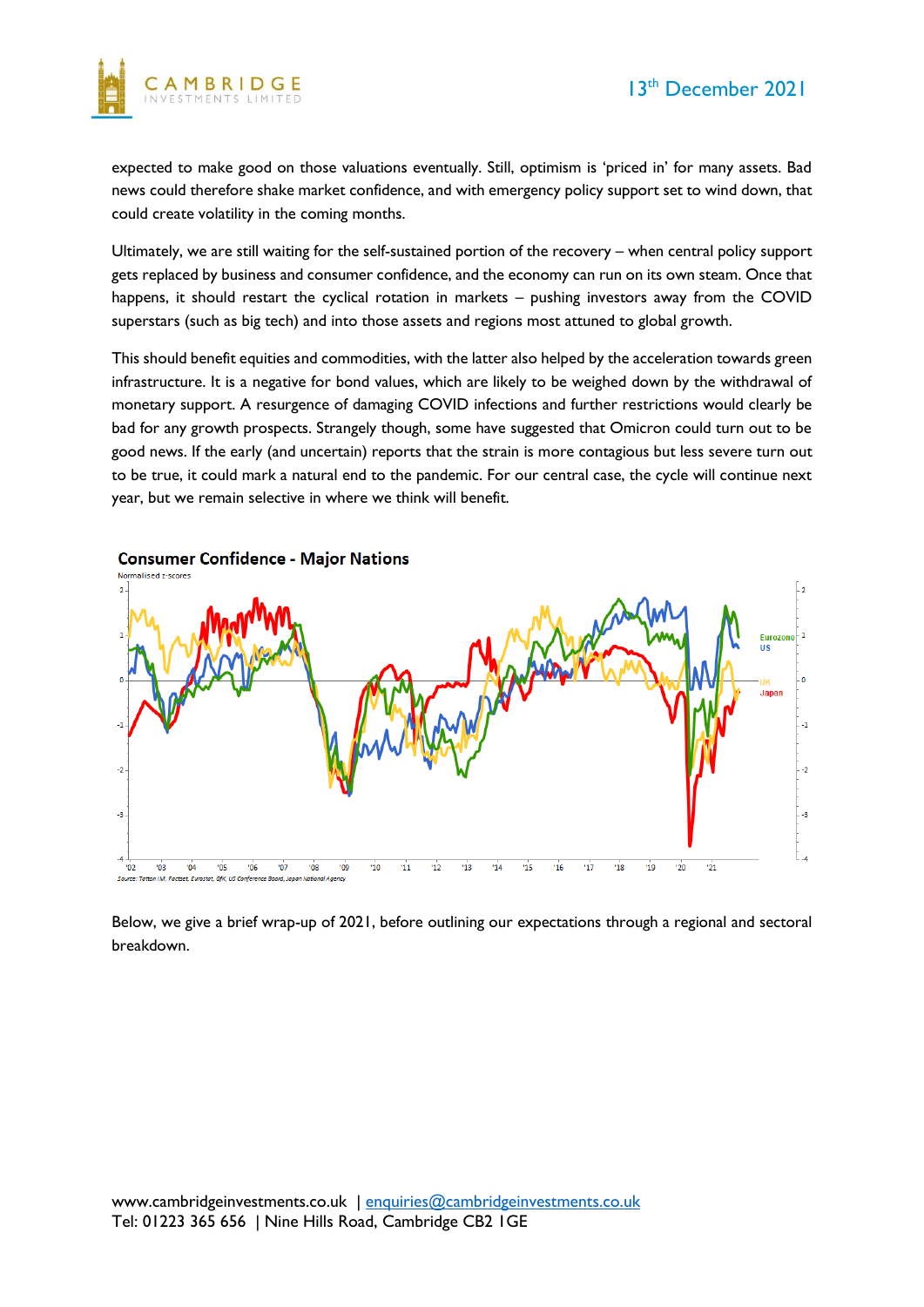expected to make good on those valuations eventually. Still, optimism is 'priced in' for many assets. Bad news could therefore shake market confidence, and with emergency policy support set to wind down, that could create volatility in the coming months.

Ultimately, we are still waiting for the self-sustained portion of the recovery – when central policy support gets replaced by business and consumer confidence, and the economy can run on its own steam. Once that happens, it should restart the cyclical rotation in markets – pushing investors away from the COVID superstars (such as big tech) and into those assets and regions most attuned to global growth.

This should benefit equities and commodities, with the latter also helped by the acceleration towards green infrastructure. It is a negative for bond values, which are likely to be weighed down by the withdrawal of monetary support. A resurgence of damaging COVID infections and further restrictions would clearly be bad for any growth prospects. Strangely though, some have suggested that Omicron could turn out to be good news. If the early (and uncertain) reports that the strain is more contagious but less severe turn out to be true, it could mark a natural end to the pandemic. For our central case, the cycle will continue next year, but we remain selective in where we think will benefit.

**Consumer Confidence - Major Nations**

Normalised z-scores

Eurozone, US, UK, Japan

Source: Tetton IM, Factset, Eurostat, GfK, US Conference Board, Japan National Agency

Below, we give a brief wrap-up of 2021, before outlining our expectations through a regional and sectoral breakdown.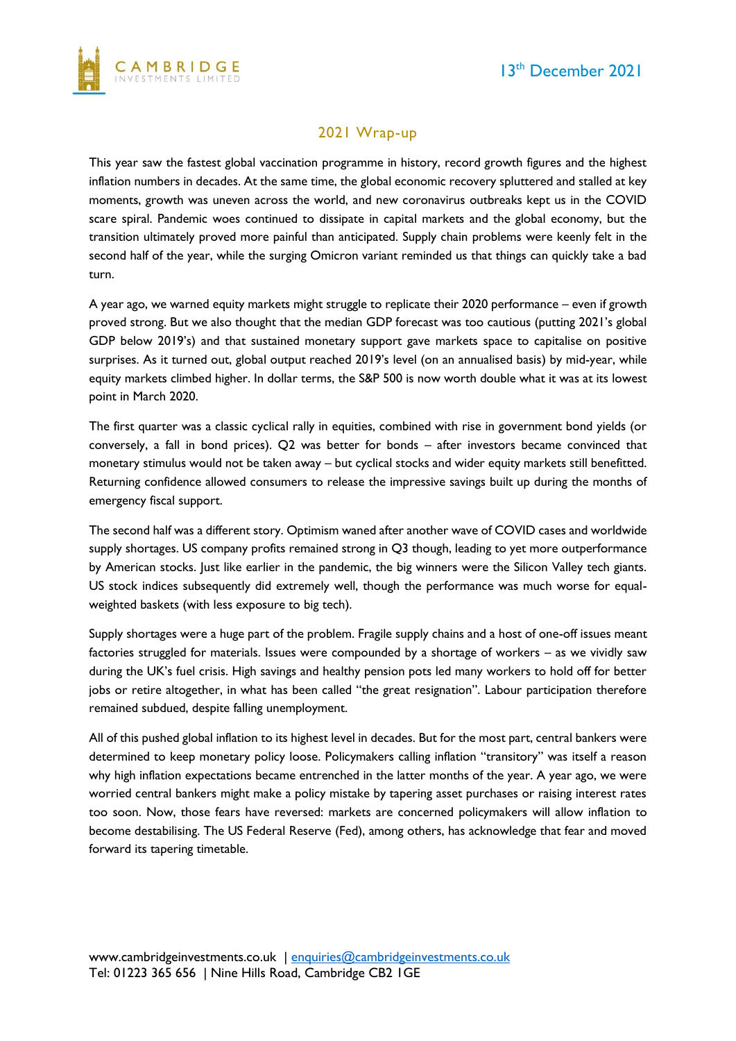## 2021 Wrap-up

This year saw the fastest global vaccination programme in history, record growth figures and the highest inflation numbers in decades. At the same time, the global economic recovery spluttered and stalled at key moments, growth was uneven across the world, and new coronavirus outbreaks kept us in the COVID scare spiral. Pandemic woes continued to dissipate in capital markets and the global economy, but the transition ultimately proved more painful than anticipated. Supply chain problems were keenly felt in the second half of the year, while the surging Omicron variant reminded us that things can quickly take a bad turn.

A year ago, we warned equity markets might struggle to replicate their 2020 performance – even if growth proved strong. But we also thought that the median GDP forecast was too cautious (putting 2021's global GDP below 2019's) and that sustained monetary support gave markets space to capitalise on positive surprises. As it turned out, global output reached 2019's level (on an annualised basis) by mid-year, while equity markets climbed higher. In dollar terms, the S&P 500 is now worth double what it was at its lowest point in March 2020.

The first quarter was a classic cyclical rally in equities, combined with rise in government bond yields (or conversely, a fall in bond prices). Q2 was better for bonds – after investors became convinced that monetary stimulus would not be taken away – but cyclical stocks and wider equity markets still benefitted. Returning confidence allowed consumers to release the impressive savings built up during the months of emergency fiscal support.

The second half was a different story. Optimism waned after another wave of COVID cases and worldwide supply shortages. US company profits remained strong in Q3 though, leading to yet more outperformance by American stocks. Just like earlier in the pandemic, the big winners were the Silicon Valley tech giants. US stock indices subsequently did extremely well, though the performance was much worse for equal-weighted baskets (with less exposure to big tech).

Supply shortages were a huge part of the problem. Fragile supply chains and a host of one-off issues meant factories struggled for materials. Issues were compounded by a shortage of workers – as we vividly saw during the UK's fuel crisis. High savings and healthy pension pots led many workers to hold off for better jobs or retire altogether, in what has been called "the great resignation". Labour participation therefore remained subdued, despite falling unemployment.

All of this pushed global inflation to its highest level in decades. But for the most part, central bankers were determined to keep monetary policy loose. Policymakers calling inflation "transitory" was itself a reason why high inflation expectations became entrenched in the latter months of the year. A year ago, we were worried central bankers might make a policy mistake by tapering asset purchases or raising interest rates too soon. Now, those fears have reversed: markets are concerned policymakers will allow inflation to become destabilising. The US Federal Reserve (Fed), among others, has acknowledge that fear and moved forward its tapering timetable.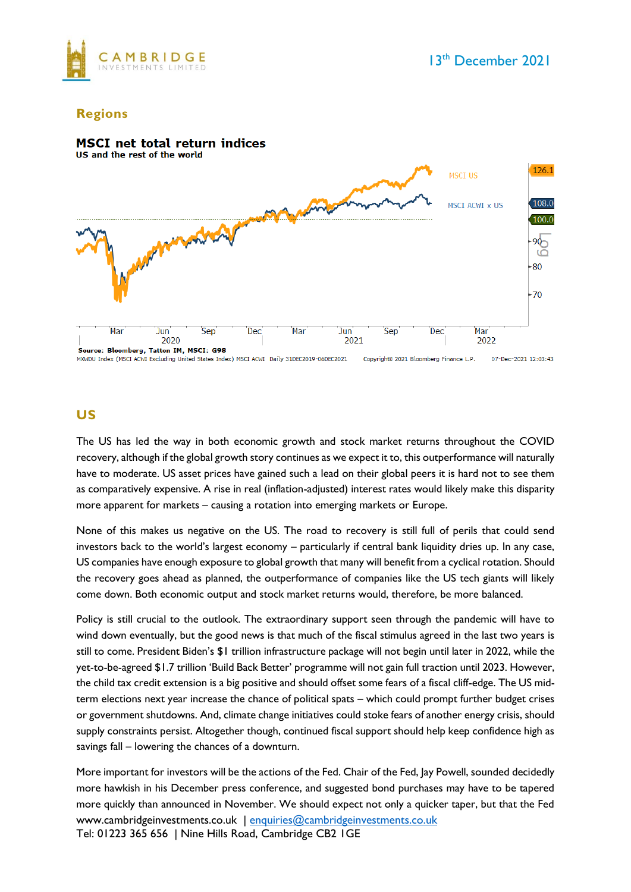## Regions

### MSCI net total return indices

US and the rest of the world

Source: Bloomberg, Tatton IM, MSCI: G98

## US

The US has led the way in both economic growth and stock market returns throughout the COVID recovery, although if the global growth story continues as we expect it to, this outperformance will naturally have to moderate. US asset prices have gained such a lead on their global peers it is hard not to see them as comparatively expensive. A rise in real (inflation-adjusted) interest rates would likely make this disparity more apparent for markets – causing a rotation into emerging markets or Europe.

None of this makes us negative on the US. The road to recovery is still full of perils that could send investors back to the world's largest economy – particularly if central bank liquidity dries up. In any case, US companies have enough exposure to global growth that many will benefit from a cyclical rotation. Should the recovery goes ahead as planned, the outperformance of companies like the US tech giants will likely come down. Both economic output and stock market returns would, therefore, be more balanced.

Policy is still crucial to the outlook. The extraordinary support seen through the pandemic will have to wind down eventually, but the good news is that much of the fiscal stimulus agreed in the last two years is still to come. President Biden's $1 trillion infrastructure package will not begin until later in 2022, while the yet-to-be-agreed $1.7 trillion 'Build Back Better' programme will not gain full traction until 2023. However, the child tax credit extension is a big positive and should offset some fears of a fiscal cliff-edge. The US mid-term elections next year increase the chance of political spats – which could prompt further budget crises or government shutdowns. And, climate change initiatives could stoke fears of another energy crisis, should supply constraints persist. Altogether though, continued fiscal support should help keep confidence high as savings fall – lowering the chances of a downturn.

More important for investors will be the actions of the Fed. Chair of the Fed, Jay Powell, sounded decidedly more hawkish in his December press conference, and suggested bond purchases may have to be tapered more quickly than announced in November. We should expect not only a quicker taper, but that the Fed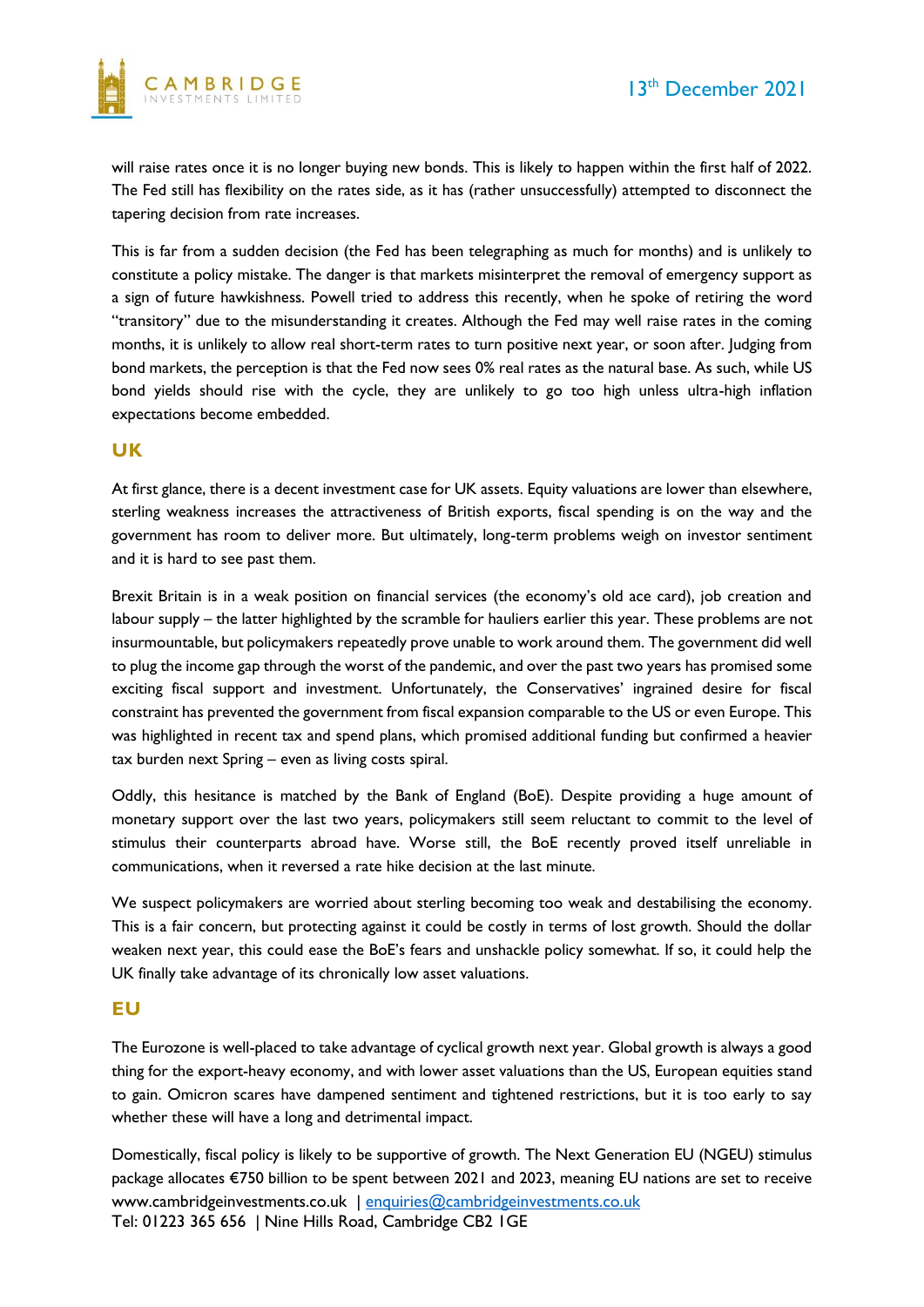will raise rates once it is no longer buying new bonds. This is likely to happen within the first half of 2022. The Fed still has flexibility on the rates side, as it has (rather unsuccessfully) attempted to disconnect the tapering decision from rate increases.

This is far from a sudden decision (the Fed has been telegraphing as much for months) and is unlikely to constitute a policy mistake. The danger is that markets misinterpret the removal of emergency support as a sign of future hawkishness. Powell tried to address this recently, when he spoke of retiring the word "transitory" due to the misunderstanding it creates. Although the Fed may well raise rates in the coming months, it is unlikely to allow real short-term rates to turn positive next year, or soon after. Judging from bond markets, the perception is that the Fed now sees 0% real rates as the natural base. As such, while US bond yields should rise with the cycle, they are unlikely to go too high unless ultra-high inflation expectations become embedded.

## UK

At first glance, there is a decent investment case for UK assets. Equity valuations are lower than elsewhere, sterling weakness increases the attractiveness of British exports, fiscal spending is on the way and the government has room to deliver more. But ultimately, long-term problems weigh on investor sentiment and it is hard to see past them.

Brexit Britain is in a weak position on financial services (the economy's old ace card), job creation and labour supply – the latter highlighted by the scramble for hauliers earlier this year. These problems are not insurmountable, but policymakers repeatedly prove unable to work around them. The government did well to plug the income gap through the worst of the pandemic, and over the past two years has promised some exciting fiscal support and investment. Unfortunately, the Conservatives' ingrained desire for fiscal constraint has prevented the government from fiscal expansion comparable to the US or even Europe. This was highlighted in recent tax and spend plans, which promised additional funding but confirmed a heavier tax burden next Spring – even as living costs spiral.

Oddly, this hesitance is matched by the Bank of England (BoE). Despite providing a huge amount of monetary support over the last two years, policymakers still seem reluctant to commit to the level of stimulus their counterparts abroad have. Worse still, the BoE recently proved itself unreliable in communications, when it reversed a rate hike decision at the last minute.

We suspect policymakers are worried about sterling becoming too weak and destabilising the economy. This is a fair concern, but protecting against it could be costly in terms of lost growth. Should the dollar weaken next year, this could ease the BoE's fears and unshackle policy somewhat. If so, it could help the UK finally take advantage of its chronically low asset valuations.

## EU

The Eurozone is well-placed to take advantage of cyclical growth next year. Global growth is always a good thing for the export-heavy economy, and with lower asset valuations than the US, European equities stand to gain. Omicron scares have dampened sentiment and tightened restrictions, but it is too early to say whether these will have a long and detrimental impact.

Domestically, fiscal policy is likely to be supportive of growth. The Next Generation EU (NGEU) stimulus package allocates €750 billion to be spent between 2021 and 2023, meaning EU nations are set to receive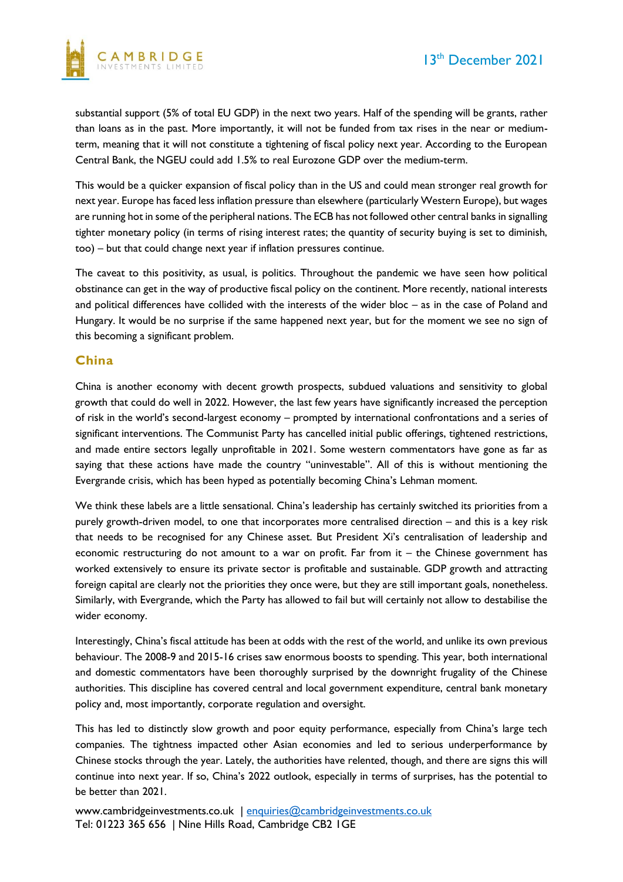substantial support (5% of total EU GDP) in the next two years. Half of the spending will be grants, rather than loans as in the past. More importantly, it will not be funded from tax rises in the near or medium-term, meaning that it will not constitute a tightening of fiscal policy next year. According to the European Central Bank, the NGEU could add 1.5% to real Eurozone GDP over the medium-term.

This would be a quicker expansion of fiscal policy than in the US and could mean stronger real growth for next year. Europe has faced less inflation pressure than elsewhere (particularly Western Europe), but wages are running hot in some of the peripheral nations. The ECB has not followed other central banks in signalling tighter monetary policy (in terms of rising interest rates; the quantity of security buying is set to diminish, too) – but that could change next year if inflation pressures continue.

The caveat to this positivity, as usual, is politics. Throughout the pandemic we have seen how political obstinance can get in the way of productive fiscal policy on the continent. More recently, national interests and political differences have collided with the interests of the wider bloc – as in the case of Poland and Hungary. It would be no surprise if the same happened next year, but for the moment we see no sign of this becoming a significant problem.

## China

China is another economy with decent growth prospects, subdued valuations and sensitivity to global growth that could do well in 2022. However, the last few years have significantly increased the perception of risk in the world's second-largest economy – prompted by international confrontations and a series of significant interventions. The Communist Party has cancelled initial public offerings, tightened restrictions, and made entire sectors legally unprofitable in 2021. Some western commentators have gone as far as saying that these actions have made the country "uninvestable". All of this is without mentioning the Evergrande crisis, which has been hyped as potentially becoming China's Lehman moment.

We think these labels are a little sensational. China's leadership has certainly switched its priorities from a purely growth-driven model, to one that incorporates more centralised direction – and this is a key risk that needs to be recognised for any Chinese asset. But President Xi's centralisation of leadership and economic restructuring do not amount to a war on profit. Far from it – the Chinese government has worked extensively to ensure its private sector is profitable and sustainable. GDP growth and attracting foreign capital are clearly not the priorities they once were, but they are still important goals, nonetheless. Similarly, with Evergrande, which the Party has allowed to fail but will certainly not allow to destabilise the wider economy.

Interestingly, China's fiscal attitude has been at odds with the rest of the world, and unlike its own previous behaviour. The 2008-9 and 2015-16 crises saw enormous boosts to spending. This year, both international and domestic commentators have been thoroughly surprised by the downright frugality of the Chinese authorities. This discipline has covered central and local government expenditure, central bank monetary policy and, most importantly, corporate regulation and oversight.

This has led to distinctly slow growth and poor equity performance, especially from China's large tech companies. The tightness impacted other Asian economies and led to serious underperformance by Chinese stocks through the year. Lately, the authorities have relented, though, and there are signs this will continue into next year. If so, China's 2022 outlook, especially in terms of surprises, has the potential to be better than 2021.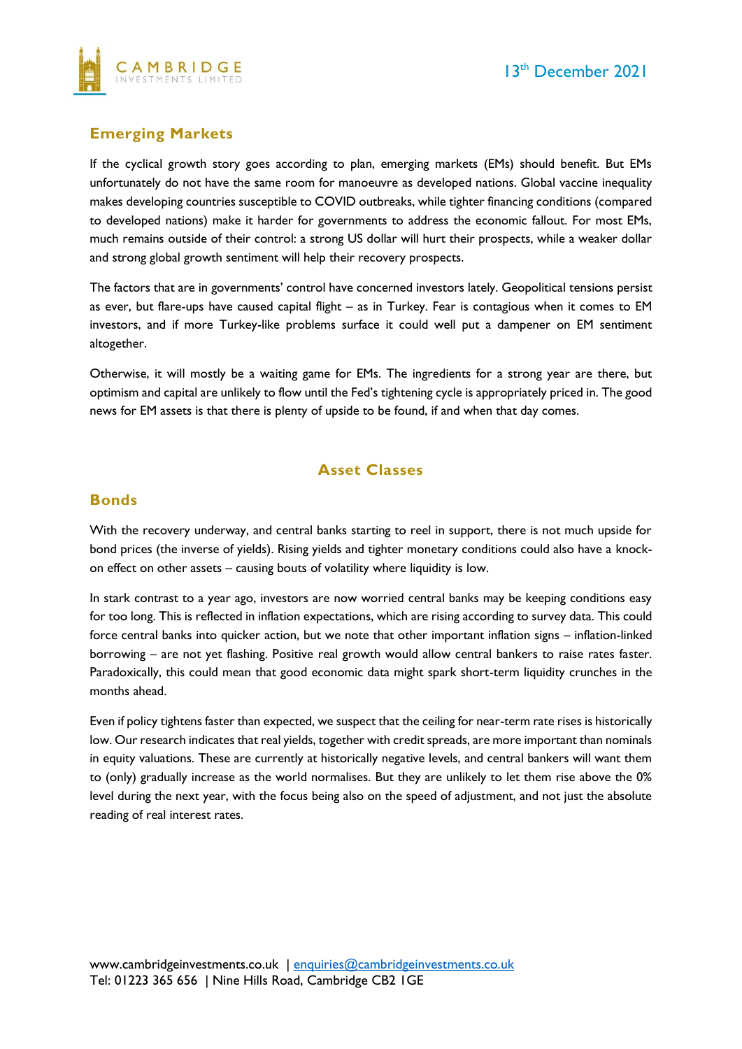## Emerging Markets

If the cyclical growth story goes according to plan, emerging markets (EMs) should benefit. But EMs unfortunately do not have the same room for manoeuvre as developed nations. Global vaccine inequality makes developing countries susceptible to COVID outbreaks, while tighter financing conditions (compared to developed nations) make it harder for governments to address the economic fallout. For most EMs, much remains outside of their control: a strong US dollar will hurt their prospects, while a weaker dollar and strong global growth sentiment will help their recovery prospects.

The factors that are in governments' control have concerned investors lately. Geopolitical tensions persist as ever, but flare-ups have caused capital flight – as in Turkey. Fear is contagious when it comes to EM investors, and if more Turkey-like problems surface it could well put a dampener on EM sentiment altogether.

Otherwise, it will mostly be a waiting game for EMs. The ingredients for a strong year are there, but optimism and capital are unlikely to flow until the Fed's tightening cycle is appropriately priced in. The good news for EM assets is that there is plenty of upside to be found, if and when that day comes.

# Asset Classes

## Bonds

With the recovery underway, and central banks starting to reel in support, there is not much upside for bond prices (the inverse of yields). Rising yields and tighter monetary conditions could also have a knock-on effect on other assets – causing bouts of volatility where liquidity is low.

In stark contrast to a year ago, investors are now worried central banks may be keeping conditions easy for too long. This is reflected in inflation expectations, which are rising according to survey data. This could force central banks into quicker action, but we note that other important inflation signs – inflation-linked borrowing – are not yet flashing. Positive real growth would allow central bankers to raise rates faster. Paradoxically, this could mean that good economic data might spark short-term liquidity crunches in the months ahead.

Even if policy tightens faster than expected, we suspect that the ceiling for near-term rate rises is historically low. Our research indicates that real yields, together with credit spreads, are more important than nominals in equity valuations. These are currently at historically negative levels, and central bankers will want them to (only) gradually increase as the world normalises. But they are unlikely to let them rise above the 0% level during the next year, with the focus being also on the speed of adjustment, and not just the absolute reading of real interest rates.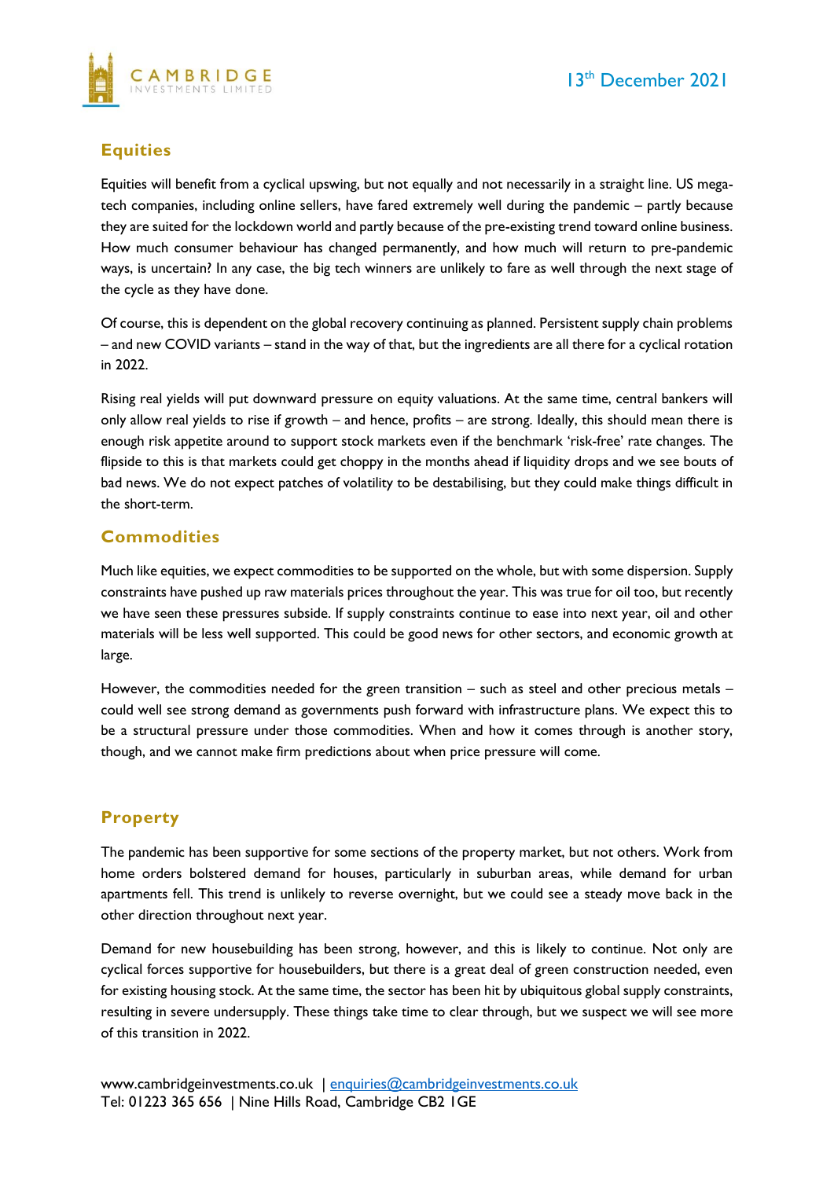## Equities

Equities will benefit from a cyclical upswing, but not equally and not necessarily in a straight line. US mega-tech companies, including online sellers, have fared extremely well during the pandemic – partly because they are suited for the lockdown world and partly because of the pre-existing trend toward online business. How much consumer behaviour has changed permanently, and how much will return to pre-pandemic ways, is uncertain? In any case, the big tech winners are unlikely to fare as well through the next stage of the cycle as they have done.

Of course, this is dependent on the global recovery continuing as planned. Persistent supply chain problems – and new COVID variants – stand in the way of that, but the ingredients are all there for a cyclical rotation in 2022.

Rising real yields will put downward pressure on equity valuations. At the same time, central bankers will only allow real yields to rise if growth – and hence, profits – are strong. Ideally, this should mean there is enough risk appetite around to support stock markets even if the benchmark 'risk-free' rate changes. The flipside to this is that markets could get choppy in the months ahead if liquidity drops and we see bouts of bad news. We do not expect patches of volatility to be destabilising, but they could make things difficult in the short-term.

## Commodities

Much like equities, we expect commodities to be supported on the whole, but with some dispersion. Supply constraints have pushed up raw materials prices throughout the year. This was true for oil too, but recently we have seen these pressures subside. If supply constraints continue to ease into next year, oil and other materials will be less well supported. This could be good news for other sectors, and economic growth at large.

However, the commodities needed for the green transition – such as steel and other precious metals – could well see strong demand as governments push forward with infrastructure plans. We expect this to be a structural pressure under those commodities. When and how it comes through is another story, though, and we cannot make firm predictions about when price pressure will come.

## Property

The pandemic has been supportive for some sections of the property market, but not others. Work from home orders bolstered demand for houses, particularly in suburban areas, while demand for urban apartments fell. This trend is unlikely to reverse overnight, but we could see a steady move back in the other direction throughout next year.

Demand for new housebuilding has been strong, however, and this is likely to continue. Not only are cyclical forces supportive for housebuilders, but there is a great deal of green construction needed, even for existing housing stock. At the same time, the sector has been hit by ubiquitous global supply constraints, resulting in severe undersupply. These things take time to clear through, but we suspect we will see more of this transition in 2022.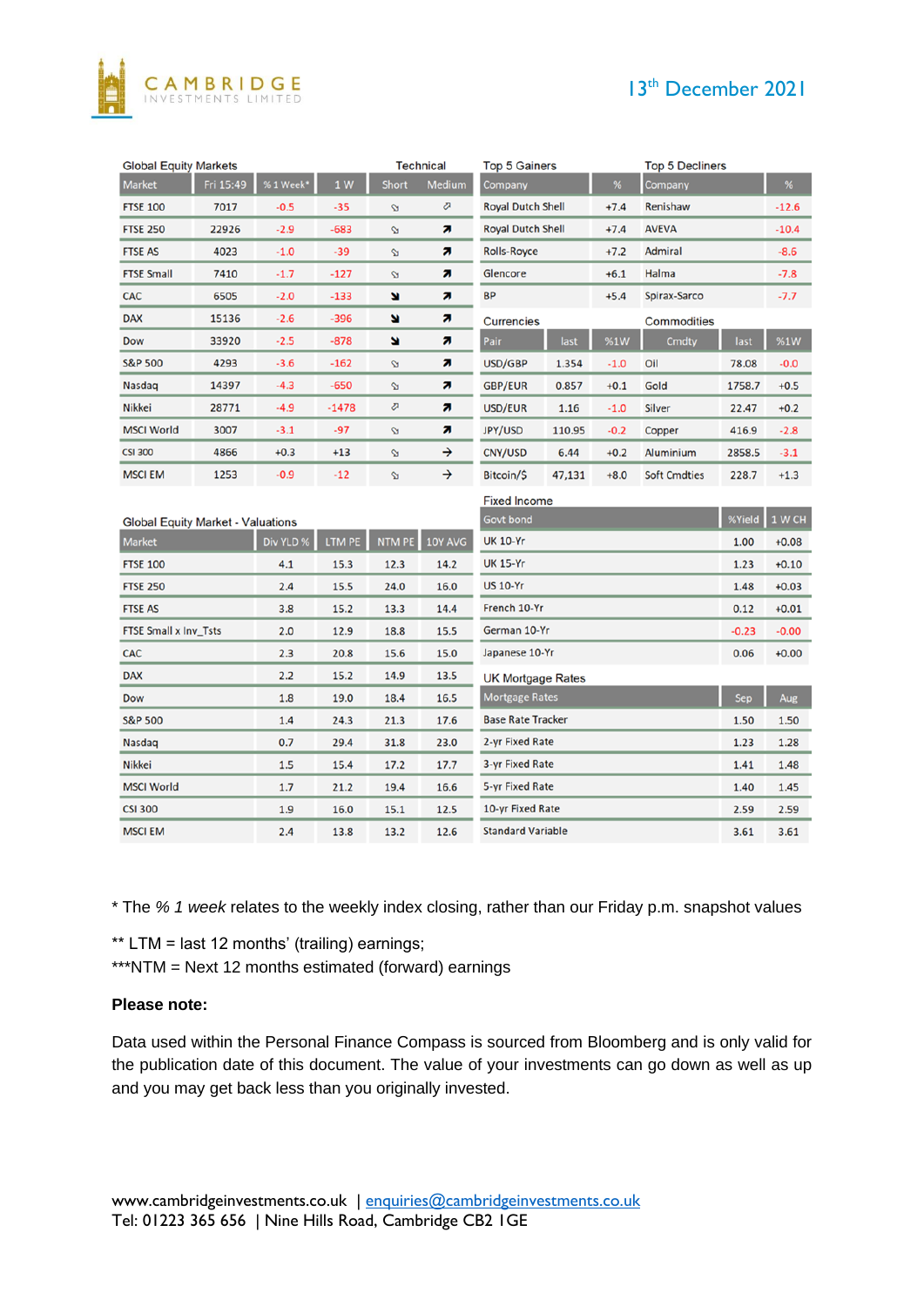13th December 2021

## Global Equity Markets

| Market | Fri 15:49 | % 1 Week* | 1 W | Technical Short | Technical Medium |
|---|---|---|---|---|---|
| FTSE 100 | 7017 | -0.5 | -35 | ↘ | ↗ |
| FTSE 250 | 22926 | -2.9 | -683 | ↘ | ↗ |
| FTSE AS | 4023 | -1.0 | -39 | ↘ | ↗ |
| FTSE Small | 7410 | -1.7 | -127 | ↘ | ↗ |
| CAC | 6505 | -2.0 | -133 | ↘ | ↗ |
| DAX | 15136 | -2.6 | -396 | ↘ | ↗ |
| Dow | 33920 | -2.5 | -878 | ↘ | ↗ |
| S&P 500 | 4293 | -3.6 | -162 | ↘ | ↗ |
| Nasdaq | 14397 | -4.3 | -650 | ↘ | ↗ |
| Nikkei | 28771 | -4.9 | -1478 | ↗ | ↗ |
| MSCI World | 3007 | -3.1 | -97 | ↘ | ↗ |
| CSI 300 | 4866 | +0.3 | +13 | ↘ | → |
| MSCI EM | 1253 | -0.9 | -12 | ↘ | → |

## Top 5 Gainers

| Company | % |
|---|---|
| Royal Dutch Shell | +7.4 |
| Royal Dutch Shell | +7.4 |
| Rolls-Royce | +7.2 |
| Glencore | +6.1 |
| BP | +5.4 |

## Top 5 Decliners

| Company | % |
|---|---|
| Renishaw | -12.6 |
| AVEVA | -10.4 |
| Admiral | -8.6 |
| Halma | -7.8 |
| Spirax-Sarco | -7.7 |

## Currencies

| Pair | last | %1W |
|---|---|---|
| USD/GBP | 1.354 | -1.0 |
| GBP/EUR | 0.857 | +0.1 |
| USD/EUR | 1.16 | -1.0 |
| JPY/USD | 110.95 | -0.2 |
| CNY/USD | 6.44 | +0.2 |
| Bitcoin/$ | 47,131 | +8.0 |

## Commodities

| Cmdty | last | %1W |
|---|---|---|
| Oil | 78.08 | -0.0 |
| Gold | 1758.7 | +0.5 |
| Silver | 22.47 | +0.2 |
| Copper | 416.9 | -2.8 |
| Aluminium | 2858.5 | -3.1 |
| Soft Cmdties | 228.7 | +1.3 |

## Global Equity Market - Valuations

| Market | Div YLD % | LTM PE | NTM PE | 10Y AVG |
|---|---|---|---|---|
| FTSE 100 | 4.1 | 15.3 | 12.3 | 14.2 |
| FTSE 250 | 2.4 | 15.5 | 24.0 | 16.0 |
| FTSE AS | 3.8 | 15.2 | 13.3 | 14.4 |
| FTSE Small x Inv_Tsts | 2.0 | 12.9 | 18.8 | 15.5 |
| CAC | 2.3 | 20.8 | 15.6 | 15.0 |
| DAX | 2.2 | 15.2 | 14.9 | 13.5 |
| Dow | 1.8 | 19.0 | 18.4 | 16.5 |
| S&P 500 | 1.4 | 24.3 | 21.3 | 17.6 |
| Nasdaq | 0.7 | 29.4 | 31.8 | 23.0 |
| Nikkei | 1.5 | 15.4 | 17.2 | 17.7 |
| MSCI World | 1.7 | 21.2 | 19.4 | 16.6 |
| CSI 300 | 1.9 | 16.0 | 15.1 | 12.5 |
| MSCI EM | 2.4 | 13.8 | 13.2 | 12.6 |

## Fixed Income

| Govt bond | %Yield | 1 W CH |
|---|---|---|
| UK 10-Yr | 1.00 | +0.08 |
| UK 15-Yr | 1.23 | +0.10 |
| US 10-Yr | 1.48 | +0.03 |
| French 10-Yr | 0.12 | +0.01 |
| German 10-Yr | -0.23 | -0.00 |
| Japanese 10-Yr | 0.06 | +0.00 |

## UK Mortgage Rates

| Mortgage Rates | Sep | Aug |
|---|---|---|
| Base Rate Tracker | 1.50 | 1.50 |
| 2-yr Fixed Rate | 1.23 | 1.28 |
| 3-yr Fixed Rate | 1.41 | 1.48 |
| 5-yr Fixed Rate | 1.40 | 1.45 |
| 10-yr Fixed Rate | 2.59 | 2.59 |
| Standard Variable | 3.61 | 3.61 |

* The *% 1 week* relates to the weekly index closing, rather than our Friday p.m. snapshot values

** LTM = last 12 months' (trailing) earnings;
***NTM = Next 12 months estimated (forward) earnings

**Please note:**

Data used within the Personal Finance Compass is sourced from Bloomberg and is only valid for the publication date of this document. The value of your investments can go down as well as up and you may get back less than you originally invested.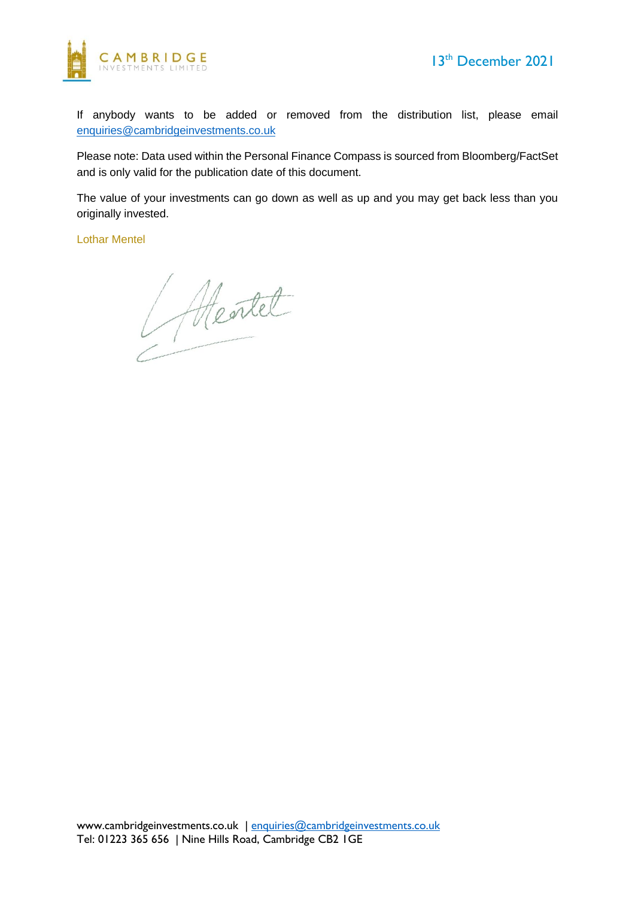If anybody wants to be added or removed from the distribution list, please email enquiries@cambridgeinvestments.co.uk

Please note: Data used within the Personal Finance Compass is sourced from Bloomberg/FactSet and is only valid for the publication date of this document.

The value of your investments can go down as well as up and you may get back less than you originally invested.

Lothar Mentel